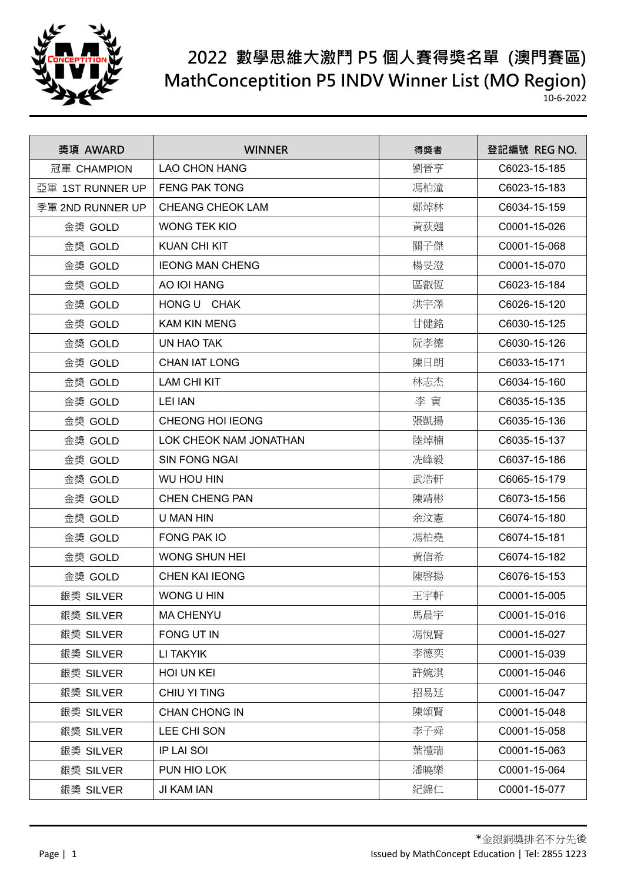# 2022 數學思維大激鬥 P5 個人賽得獎名單 (澳門賽區)
# MathConceptition P5 INDV Winner List (MO Region)

10-6-2022

| 獎項 AWARD | WINNER | 得獎者 | 登記編號 REG NO. |
|---|---|---|---|
| 冠軍 CHAMPION | LAO CHON HANG | 劉晉亨 | C6023-15-185 |
| 亞軍 1ST RUNNER UP | FENG PAK TONG | 馮柏潼 | C6023-15-183 |
| 季軍 2ND RUNNER UP | CHEANG CHEOK LAM | 鄭焯林 | C6034-15-159 |
| 金獎 GOLD | WONG TEK KIO | 黃荻翹 | C0001-15-026 |
| 金獎 GOLD | KUAN CHI KIT | 關子傑 | C0001-15-068 |
| 金獎 GOLD | IEONG MAN CHENG | 楊旻澄 | C0001-15-070 |
| 金獎 GOLD | AO IOI HANG | 區叡恆 | C6023-15-184 |
| 金獎 GOLD | HONG U CHAK | 洪宇澤 | C6026-15-120 |
| 金獎 GOLD | KAM KIN MENG | 甘健銘 | C6030-15-125 |
| 金獎 GOLD | UN HAO TAK | 阮孝德 | C6030-15-126 |
| 金獎 GOLD | CHAN IAT LONG | 陳日朗 | C6033-15-171 |
| 金獎 GOLD | LAM CHI KIT | 林志杰 | C6034-15-160 |
| 金獎 GOLD | LEI IAN | 李 寅 | C6035-15-135 |
| 金獎 GOLD | CHEONG HOI IEONG | 張凱揚 | C6035-15-136 |
| 金獎 GOLD | LOK CHEOK NAM JONATHAN | 陸焯楠 | C6035-15-137 |
| 金獎 GOLD | SIN FONG NGAI | 冼峰毅 | C6037-15-186 |
| 金獎 GOLD | WU HOU HIN | 武浩軒 | C6065-15-179 |
| 金獎 GOLD | CHEN CHENG PAN | 陳靖彬 | C6073-15-156 |
| 金獎 GOLD | U MAN HIN | 余汶憲 | C6074-15-180 |
| 金獎 GOLD | FONG PAK IO | 馮柏堯 | C6074-15-181 |
| 金獎 GOLD | WONG SHUN HEI | 黃信希 | C6074-15-182 |
| 金獎 GOLD | CHEN KAI IEONG | 陳啓揚 | C6076-15-153 |
| 銀獎 SILVER | WONG U HIN | 王宇軒 | C0001-15-005 |
| 銀獎 SILVER | MA CHENYU | 馬晨宇 | C0001-15-016 |
| 銀獎 SILVER | FONG UT IN | 馮悅賢 | C0001-15-027 |
| 銀獎 SILVER | LI TAKYIK | 李德奕 | C0001-15-039 |
| 銀獎 SILVER | HOI UN KEI | 許婉淇 | C0001-15-046 |
| 銀獎 SILVER | CHIU YI TING | 招易廷 | C0001-15-047 |
| 銀獎 SILVER | CHAN CHONG IN | 陳頌賢 | C0001-15-048 |
| 銀獎 SILVER | LEE CHI SON | 李子舜 | C0001-15-058 |
| 銀獎 SILVER | IP LAI SOI | 葉禮瑞 | C0001-15-063 |
| 銀獎 SILVER | PUN HIO LOK | 潘曉樂 | C0001-15-064 |
| 銀獎 SILVER | JI KAM IAN | 紀錦仁 | C0001-15-077 |

*金銀銅獎排名不分先後

Issued by MathConcept Education | Tel: 2855 1223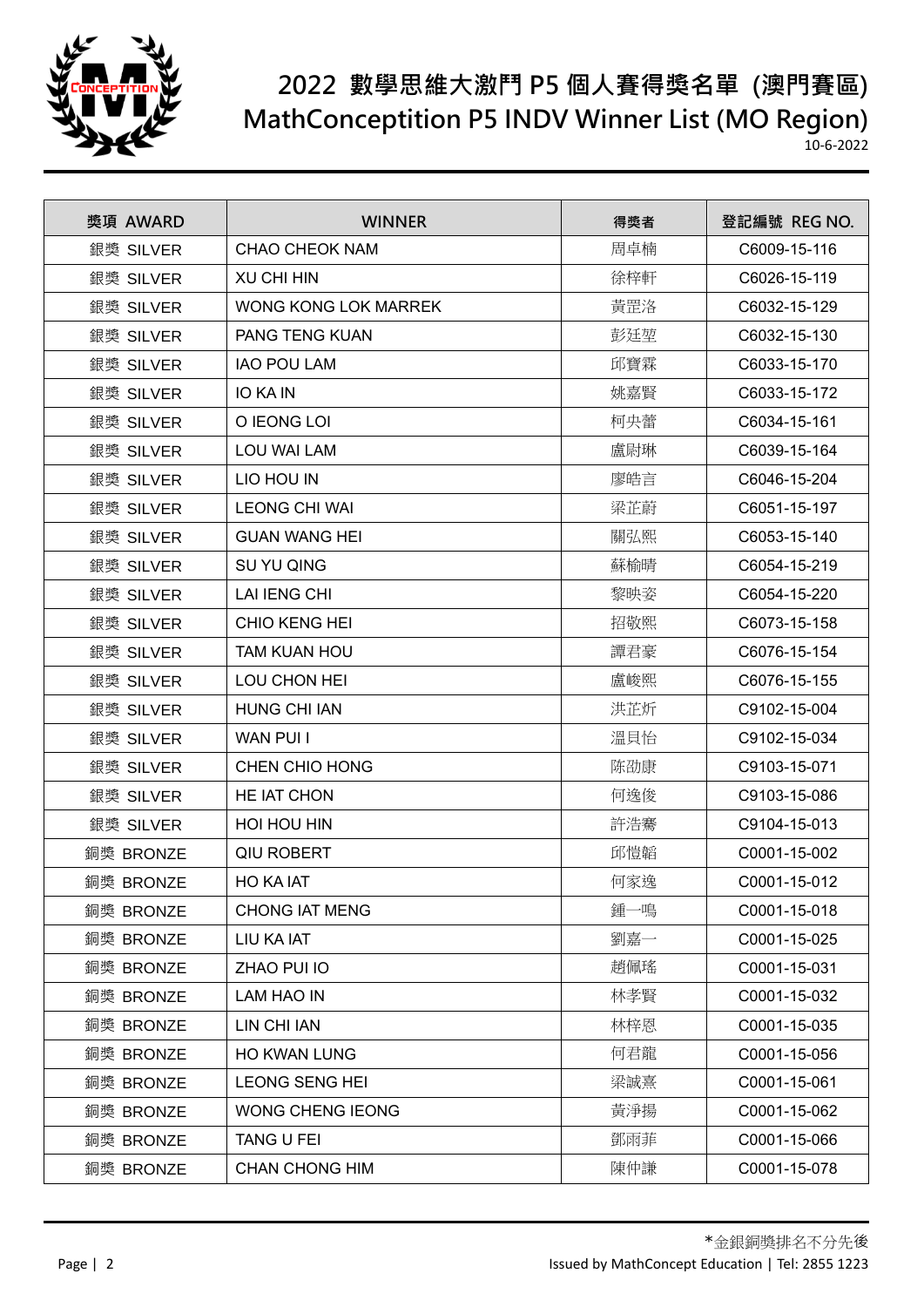# 2022 數學思維大激鬥 P5 個人賽得獎名單 (澳門賽區)
# MathConceptition P5 INDV Winner List (MO Region)

10-6-2022

| 獎項 AWARD | WINNER | 得獎者 | 登記編號 REG NO. |
|---|---|---|---|
| 銀獎 SILVER | CHAO CHEOK NAM | 周卓楠 | C6009-15-116 |
| 銀獎 SILVER | XU CHI HIN | 徐梓軒 | C6026-15-119 |
| 銀獎 SILVER | WONG KONG LOK MARREK | 黃罡洛 | C6032-15-129 |
| 銀獎 SILVER | PANG TENG KUAN | 彭廷堃 | C6032-15-130 |
| 銀獎 SILVER | IAO POU LAM | 邱寶霖 | C6033-15-170 |
| 銀獎 SILVER | IO KA IN | 姚嘉賢 | C6033-15-172 |
| 銀獎 SILVER | O IEONG LOI | 柯央蕾 | C6034-15-161 |
| 銀獎 SILVER | LOU WAI LAM | 盧尉琳 | C6039-15-164 |
| 銀獎 SILVER | LIO HOU IN | 廖皓言 | C6046-15-204 |
| 銀獎 SILVER | LEONG CHI WAI | 梁芷蔚 | C6051-15-197 |
| 銀獎 SILVER | GUAN WANG HEI | 關弘熙 | C6053-15-140 |
| 銀獎 SILVER | SU YU QING | 蘇榆晴 | C6054-15-219 |
| 銀獎 SILVER | LAI IENG CHI | 黎映姿 | C6054-15-220 |
| 銀獎 SILVER | CHIO KENG HEI | 招敬熙 | C6073-15-158 |
| 銀獎 SILVER | TAM KUAN HOU | 譚君豪 | C6076-15-154 |
| 銀獎 SILVER | LOU CHON HEI | 盧峻熙 | C6076-15-155 |
| 銀獎 SILVER | HUNG CHI IAN | 洪芷炘 | C9102-15-004 |
| 銀獎 SILVER | WAN PUI I | 溫貝怡 | C9102-15-034 |
| 銀獎 SILVER | CHEN CHIO HONG | 陈劭康 | C9103-15-071 |
| 銀獎 SILVER | HE IAT CHON | 何逸俊 | C9103-15-086 |
| 銀獎 SILVER | HOI HOU HIN | 許浩騫 | C9104-15-013 |
| 銅獎 BRONZE | QIU ROBERT | 邱愷韜 | C0001-15-002 |
| 銅獎 BRONZE | HO KA IAT | 何家逸 | C0001-15-012 |
| 銅獎 BRONZE | CHONG IAT MENG | 鍾一鳴 | C0001-15-018 |
| 銅獎 BRONZE | LIU KA IAT | 劉嘉一 | C0001-15-025 |
| 銅獎 BRONZE | ZHAO PUI IO | 趙佩瑤 | C0001-15-031 |
| 銅獎 BRONZE | LAM HAO IN | 林孝賢 | C0001-15-032 |
| 銅獎 BRONZE | LIN CHI IAN | 林梓恩 | C0001-15-035 |
| 銅獎 BRONZE | HO KWAN LUNG | 何君龍 | C0001-15-056 |
| 銅獎 BRONZE | LEONG SENG HEI | 梁誠熹 | C0001-15-061 |
| 銅獎 BRONZE | WONG CHENG IEONG | 黃淨揚 | C0001-15-062 |
| 銅獎 BRONZE | TANG U FEI | 鄧雨菲 | C0001-15-066 |
| 銅獎 BRONZE | CHAN CHONG HIM | 陳仲謙 | C0001-15-078 |

*金銀銅獎排名不分先後

Issued by MathConcept Education | Tel: 2855 1223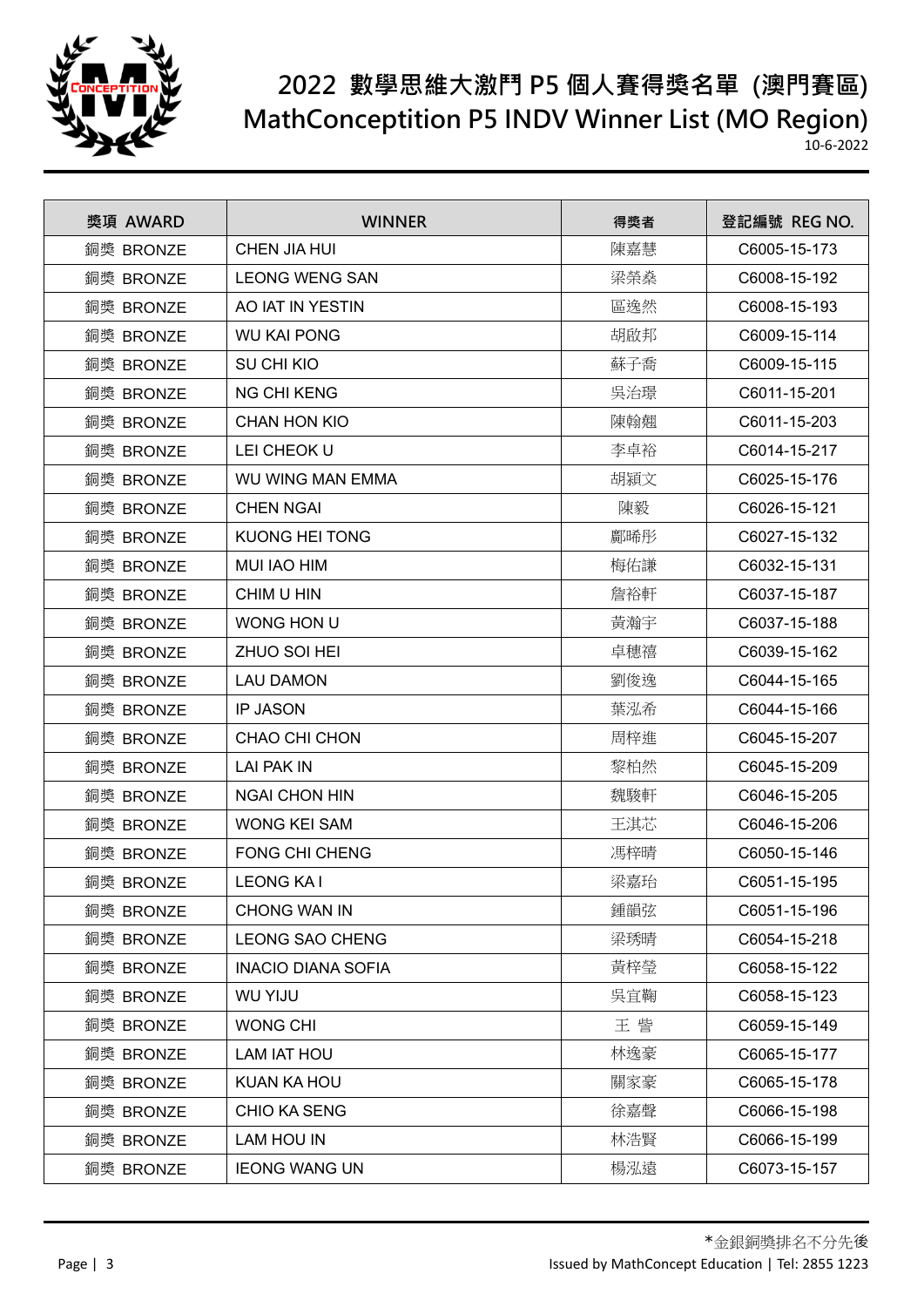# 2022 數學思維大激鬥 P5 個人賽得獎名單 (澳門賽區)
# MathConceptition P5 INDV Winner List (MO Region)

10-6-2022

| 獎項 AWARD | WINNER | 得獎者 | 登記編號 REG NO. |
|---|---|---|---|
| 銅獎 BRONZE | CHEN JIA HUI | 陳嘉慧 | C6005-15-173 |
| 銅獎 BRONZE | LEONG WENG SAN | 梁榮燊 | C6008-15-192 |
| 銅獎 BRONZE | AO IAT IN YESTIN | 區逸然 | C6008-15-193 |
| 銅獎 BRONZE | WU KAI PONG | 胡啟邦 | C6009-15-114 |
| 銅獎 BRONZE | SU CHI KIO | 蘇子喬 | C6009-15-115 |
| 銅獎 BRONZE | NG CHI KENG | 吳治璟 | C6011-15-201 |
| 銅獎 BRONZE | CHAN HON KIO | 陳翰翹 | C6011-15-203 |
| 銅獎 BRONZE | LEI CHEOK U | 李卓裕 | C6014-15-217 |
| 銅獎 BRONZE | WU WING MAN EMMA | 胡穎文 | C6025-15-176 |
| 銅獎 BRONZE | CHEN NGAI | 陳毅 | C6026-15-121 |
| 銅獎 BRONZE | KUONG HEI TONG | 鄺晞彤 | C6027-15-132 |
| 銅獎 BRONZE | MUI IAO HIM | 梅佑謙 | C6032-15-131 |
| 銅獎 BRONZE | CHIM U HIN | 詹裕軒 | C6037-15-187 |
| 銅獎 BRONZE | WONG HON U | 黃瀚宇 | C6037-15-188 |
| 銅獎 BRONZE | ZHUO SOI HEI | 卓穗禧 | C6039-15-162 |
| 銅獎 BRONZE | LAU DAMON | 劉俊逸 | C6044-15-165 |
| 銅獎 BRONZE | IP JASON | 葉泓希 | C6044-15-166 |
| 銅獎 BRONZE | CHAO CHI CHON | 周梓進 | C6045-15-207 |
| 銅獎 BRONZE | LAI PAK IN | 黎柏然 | C6045-15-209 |
| 銅獎 BRONZE | NGAI CHON HIN | 魏駿軒 | C6046-15-205 |
| 銅獎 BRONZE | WONG KEI SAM | 王淇芯 | C6046-15-206 |
| 銅獎 BRONZE | FONG CHI CHENG | 馮梓晴 | C6050-15-146 |
| 銅獎 BRONZE | LEONG KA I | 梁嘉珆 | C6051-15-195 |
| 銅獎 BRONZE | CHONG WAN IN | 鍾韻弦 | C6051-15-196 |
| 銅獎 BRONZE | LEONG SAO CHENG | 梁琇晴 | C6054-15-218 |
| 銅獎 BRONZE | INACIO DIANA SOFIA | 黃梓瑩 | C6058-15-122 |
| 銅獎 BRONZE | WU YIJU | 吳宜鞠 | C6058-15-123 |
| 銅獎 BRONZE | WONG CHI | 王 訾 | C6059-15-149 |
| 銅獎 BRONZE | LAM IAT HOU | 林逸豪 | C6065-15-177 |
| 銅獎 BRONZE | KUAN KA HOU | 關家豪 | C6065-15-178 |
| 銅獎 BRONZE | CHIO KA SENG | 徐嘉聲 | C6066-15-198 |
| 銅獎 BRONZE | LAM HOU IN | 林浩賢 | C6066-15-199 |
| 銅獎 BRONZE | IEONG WANG UN | 楊泓遠 | C6073-15-157 |

*金銀銅獎排名不分先後

Issued by MathConcept Education | Tel: 2855 1223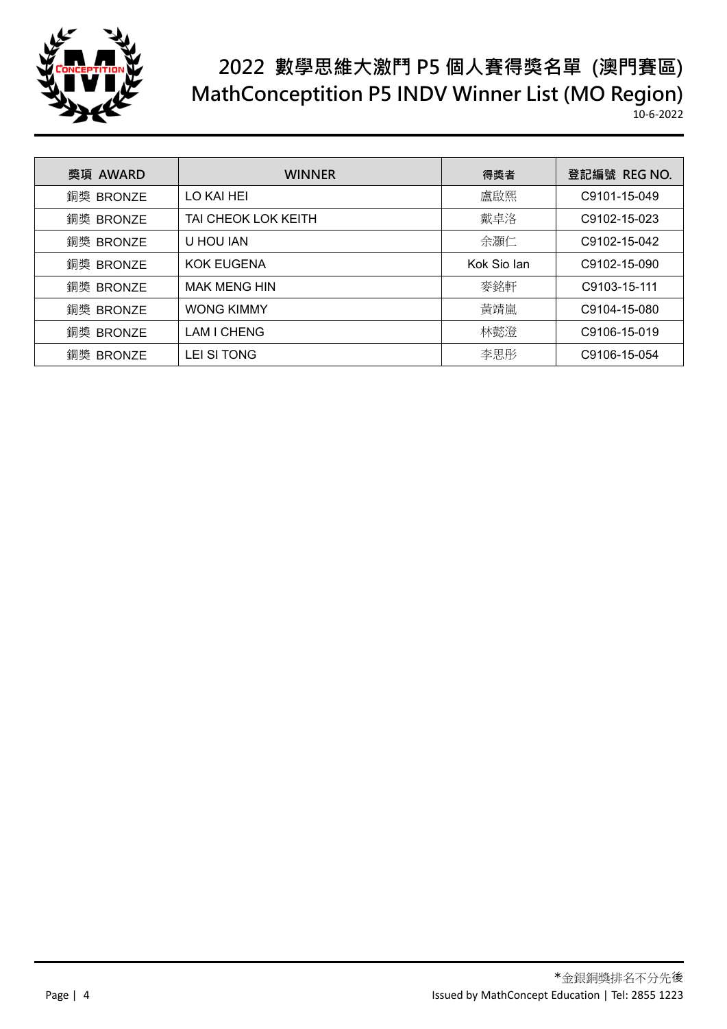# 2022 數學思維大激鬥 P5 個人賽得獎名單 (澳門賽區)
# MathConceptition P5 INDV Winner List (MO Region)

10-6-2022

| 獎項 AWARD | WINNER | 得獎者 | 登記編號 REG NO. |
|---|---|---|---|
| 銅獎 BRONZE | LO KAI HEI | 盧啟熙 | C9101-15-049 |
| 銅獎 BRONZE | TAI CHEOK LOK KEITH | 戴卓洛 | C9102-15-023 |
| 銅獎 BRONZE | U HOU IAN | 余灝仁 | C9102-15-042 |
| 銅獎 BRONZE | KOK EUGENA | Kok Sio Ian | C9102-15-090 |
| 銅獎 BRONZE | MAK MENG HIN | 麥銘軒 | C9103-15-111 |
| 銅獎 BRONZE | WONG KIMMY | 黃靖嵐 | C9104-15-080 |
| 銅獎 BRONZE | LAM I CHENG | 林懿澄 | C9106-15-019 |
| 銅獎 BRONZE | LEI SI TONG | 李思彤 | C9106-15-054 |

*金銀銅獎排名不分先後

Issued by MathConcept Education | Tel: 2855 1223